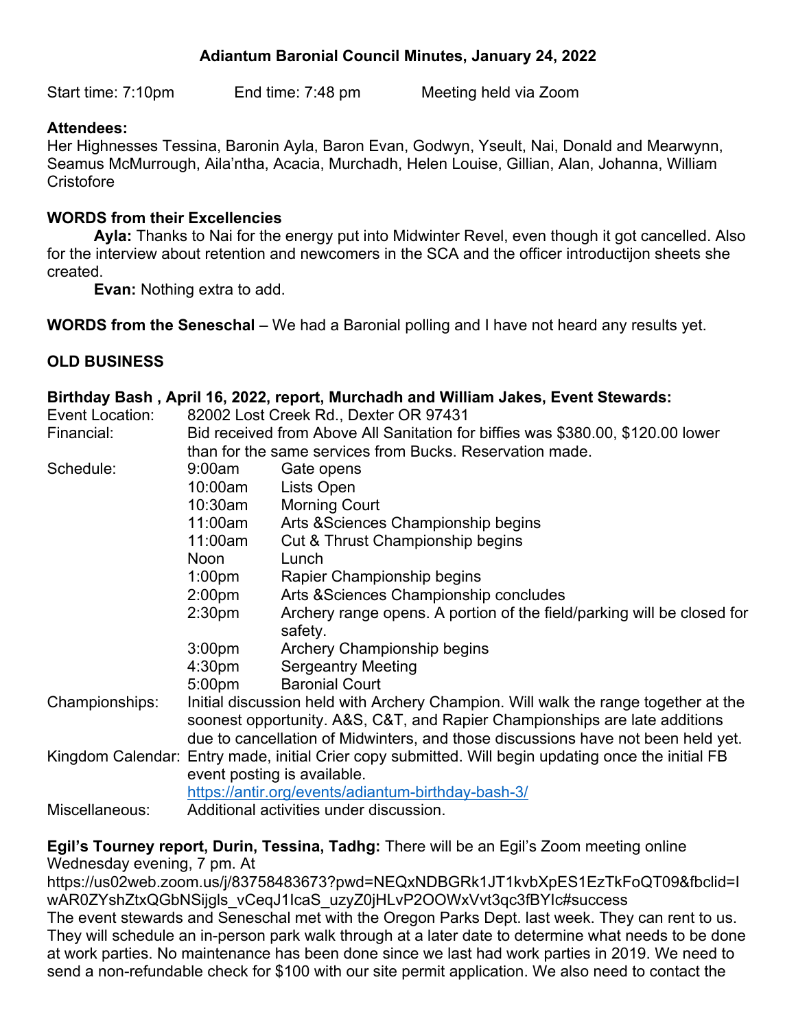## Adiantum Baronial Council Minutes, January 24, 2022

Start time: 7:10pm End time: 7:48 pm Meeting held via Zoom

**Attendees:**
Her Highnesses Tessina, Baronin Ayla, Baron Evan, Godwyn, Yseult, Nai, Donald and Mearwynn, Seamus McMurrough, Aila'ntha, Acacia, Murchadh, Helen Louise, Gillian, Alan, Johanna, William Cristofore

**WORDS from their Excellencies**

**Ayla:** Thanks to Nai for the energy put into Midwinter Revel, even though it got cancelled. Also for the interview about retention and newcomers in the SCA and the officer introductijon sheets she created.

**Evan:** Nothing extra to add.

**WORDS from the Seneschal** – We had a Baronial polling and I have not heard any results yet.

**OLD BUSINESS**

**Birthday Bash , April 16, 2022, report, Murchadh and William Jakes, Event Stewards:**

| | | |
|---|---|---|
| Event Location: | 82002 Lost Creek Rd., Dexter OR 97431 | |
| Financial: | Bid received from Above All Sanitation for biffies was $380.00, $120.00 lower than for the same services from Bucks. Reservation made. | |
| Schedule: | 9:00am | Gate opens |
| | 10:00am | Lists Open |
| | 10:30am | Morning Court |
| | 11:00am | Arts &Sciences Championship begins |
| | 11:00am | Cut & Thrust Championship begins |
| | Noon | Lunch |
| | 1:00pm | Rapier Championship begins |
| | 2:00pm | Arts &Sciences Championship concludes |
| | 2:30pm | Archery range opens. A portion of the field/parking will be closed for safety. |
| | 3:00pm | Archery Championship begins |
| | 4:30pm | Sergeantry Meeting |
| | 5:00pm | Baronial Court |
| Championships: | Initial discussion held with Archery Champion. Will walk the range together at the soonest opportunity. A&S, C&T, and Rapier Championships are late additions due to cancellation of Midwinters, and those discussions have not been held yet. | |
| Kingdom Calendar: | Entry made, initial Crier copy submitted. Will begin updating once the initial FB event posting is available. https://antir.org/events/adiantum-birthday-bash-3/ | |
| Miscellaneous: | Additional activities under discussion. | |

**Egil's Tourney report, Durin, Tessina, Tadhg:** There will be an Egil's Zoom meeting online Wednesday evening, 7 pm. At https://us02web.zoom.us/j/83758483673?pwd=NEQxNDBGRk1JT1kvbXpES1EzTkFoQT09&fbclid=IwAR0ZYshZtxQGbNSijgls_vCeqJ1IcaS_uzyZ0jHLvP2OOWxVvt3qc3fBYIc#success

The event stewards and Seneschal met with the Oregon Parks Dept. last week. They can rent to us. They will schedule an in-person park walk through at a later date to determine what needs to be done at work parties. No maintenance has been done since we last had work parties in 2019. We need to send a non-refundable check for $100 with our site permit application. We also need to contact the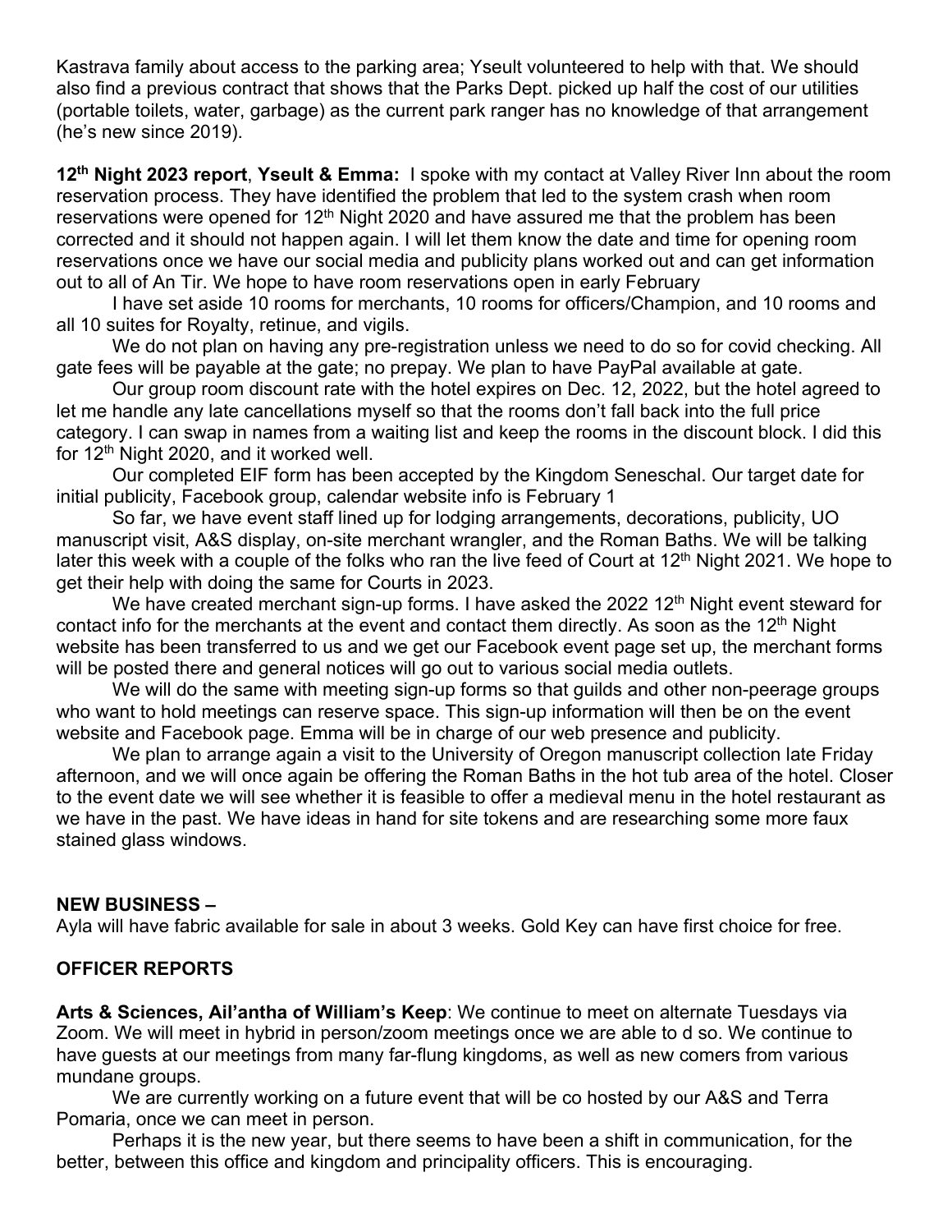Kastrava family about access to the parking area; Yseult volunteered to help with that. We should also find a previous contract that shows that the Parks Dept. picked up half the cost of our utilities (portable toilets, water, garbage) as the current park ranger has no knowledge of that arrangement (he's new since 2019).

**12th Night 2023 report**, **Yseult & Emma:** I spoke with my contact at Valley River Inn about the room reservation process. They have identified the problem that led to the system crash when room reservations were opened for 12th Night 2020 and have assured me that the problem has been corrected and it should not happen again. I will let them know the date and time for opening room reservations once we have our social media and publicity plans worked out and can get information out to all of An Tir. We hope to have room reservations open in early February

I have set aside 10 rooms for merchants, 10 rooms for officers/Champion, and 10 rooms and all 10 suites for Royalty, retinue, and vigils.

We do not plan on having any pre-registration unless we need to do so for covid checking. All gate fees will be payable at the gate; no prepay. We plan to have PayPal available at gate.

Our group room discount rate with the hotel expires on Dec. 12, 2022, but the hotel agreed to let me handle any late cancellations myself so that the rooms don't fall back into the full price category. I can swap in names from a waiting list and keep the rooms in the discount block. I did this for 12th Night 2020, and it worked well.

Our completed EIF form has been accepted by the Kingdom Seneschal. Our target date for initial publicity, Facebook group, calendar website info is February 1

So far, we have event staff lined up for lodging arrangements, decorations, publicity, UO manuscript visit, A&S display, on-site merchant wrangler, and the Roman Baths. We will be talking later this week with a couple of the folks who ran the live feed of Court at 12th Night 2021. We hope to get their help with doing the same for Courts in 2023.

We have created merchant sign-up forms. I have asked the 2022 12th Night event steward for contact info for the merchants at the event and contact them directly. As soon as the 12th Night website has been transferred to us and we get our Facebook event page set up, the merchant forms will be posted there and general notices will go out to various social media outlets.

We will do the same with meeting sign-up forms so that guilds and other non-peerage groups who want to hold meetings can reserve space. This sign-up information will then be on the event website and Facebook page. Emma will be in charge of our web presence and publicity.

We plan to arrange again a visit to the University of Oregon manuscript collection late Friday afternoon, and we will once again be offering the Roman Baths in the hot tub area of the hotel. Closer to the event date we will see whether it is feasible to offer a medieval menu in the hotel restaurant as we have in the past. We have ideas in hand for site tokens and are researching some more faux stained glass windows.

**NEW BUSINESS –**

Ayla will have fabric available for sale in about 3 weeks. Gold Key can have first choice for free.

**OFFICER REPORTS**

**Arts & Sciences, Ail'antha of William's Keep**: We continue to meet on alternate Tuesdays via Zoom. We will meet in hybrid in person/zoom meetings once we are able to d so. We continue to have guests at our meetings from many far-flung kingdoms, as well as new comers from various mundane groups.

We are currently working on a future event that will be co hosted by our A&S and Terra Pomaria, once we can meet in person.

Perhaps it is the new year, but there seems to have been a shift in communication, for the better, between this office and kingdom and principality officers. This is encouraging.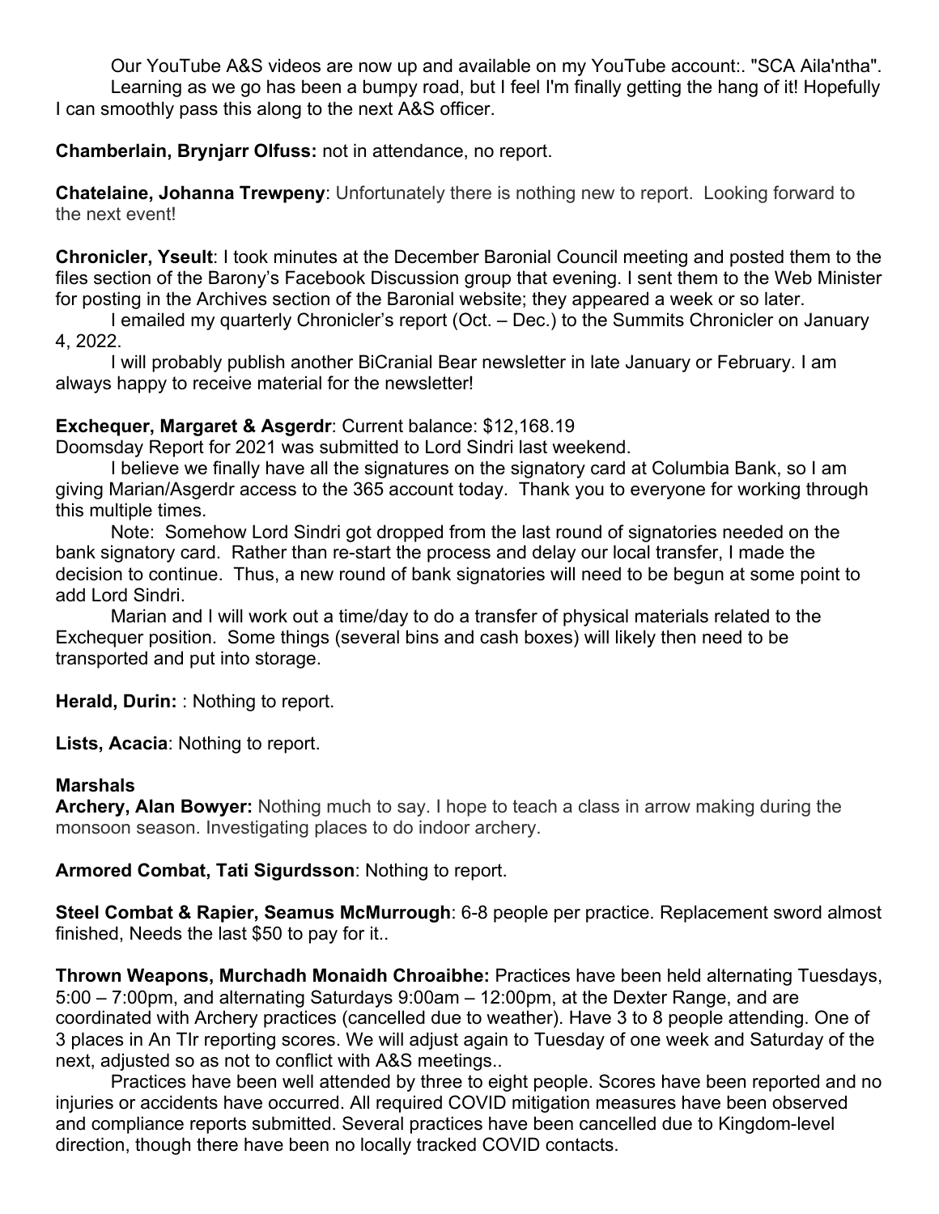Our YouTube A&S videos are now up and available on my YouTube account:. "SCA Aila'ntha".

Learning as we go has been a bumpy road, but I feel I'm finally getting the hang of it! Hopefully I can smoothly pass this along to the next A&S officer.

**Chamberlain, Brynjarr Olfuss:** not in attendance, no report.

**Chatelaine, Johanna Trewpeny**: Unfortunately there is nothing new to report. Looking forward to the next event!

**Chronicler, Yseult**: I took minutes at the December Baronial Council meeting and posted them to the files section of the Barony's Facebook Discussion group that evening. I sent them to the Web Minister for posting in the Archives section of the Baronial website; they appeared a week or so later.

I emailed my quarterly Chronicler's report (Oct. – Dec.) to the Summits Chronicler on January 4, 2022.

I will probably publish another BiCranial Bear newsletter in late January or February. I am always happy to receive material for the newsletter!

**Exchequer, Margaret & Asgerdr**: Current balance: $12,168.19

Doomsday Report for 2021 was submitted to Lord Sindri last weekend.

I believe we finally have all the signatures on the signatory card at Columbia Bank, so I am giving Marian/Asgerdr access to the 365 account today. Thank you to everyone for working through this multiple times.

Note: Somehow Lord Sindri got dropped from the last round of signatories needed on the bank signatory card. Rather than re-start the process and delay our local transfer, I made the decision to continue. Thus, a new round of bank signatories will need to be begun at some point to add Lord Sindri.

Marian and I will work out a time/day to do a transfer of physical materials related to the Exchequer position. Some things (several bins and cash boxes) will likely then need to be transported and put into storage.

**Herald, Durin:** : Nothing to report.

**Lists, Acacia**: Nothing to report.

**Marshals**

**Archery, Alan Bowyer:** Nothing much to say. I hope to teach a class in arrow making during the monsoon season. Investigating places to do indoor archery.

**Armored Combat, Tati Sigurdsson**: Nothing to report.

**Steel Combat & Rapier, Seamus McMurrough**: 6-8 people per practice. Replacement sword almost finished, Needs the last $50 to pay for it..

**Thrown Weapons, Murchadh Monaidh Chroaibhe:** Practices have been held alternating Tuesdays, 5:00 – 7:00pm, and alternating Saturdays 9:00am – 12:00pm, at the Dexter Range, and are coordinated with Archery practices (cancelled due to weather). Have 3 to 8 people attending. One of 3 places in An TIr reporting scores. We will adjust again to Tuesday of one week and Saturday of the next, adjusted so as not to conflict with A&S meetings..

Practices have been well attended by three to eight people. Scores have been reported and no injuries or accidents have occurred. All required COVID mitigation measures have been observed and compliance reports submitted. Several practices have been cancelled due to Kingdom-level direction, though there have been no locally tracked COVID contacts.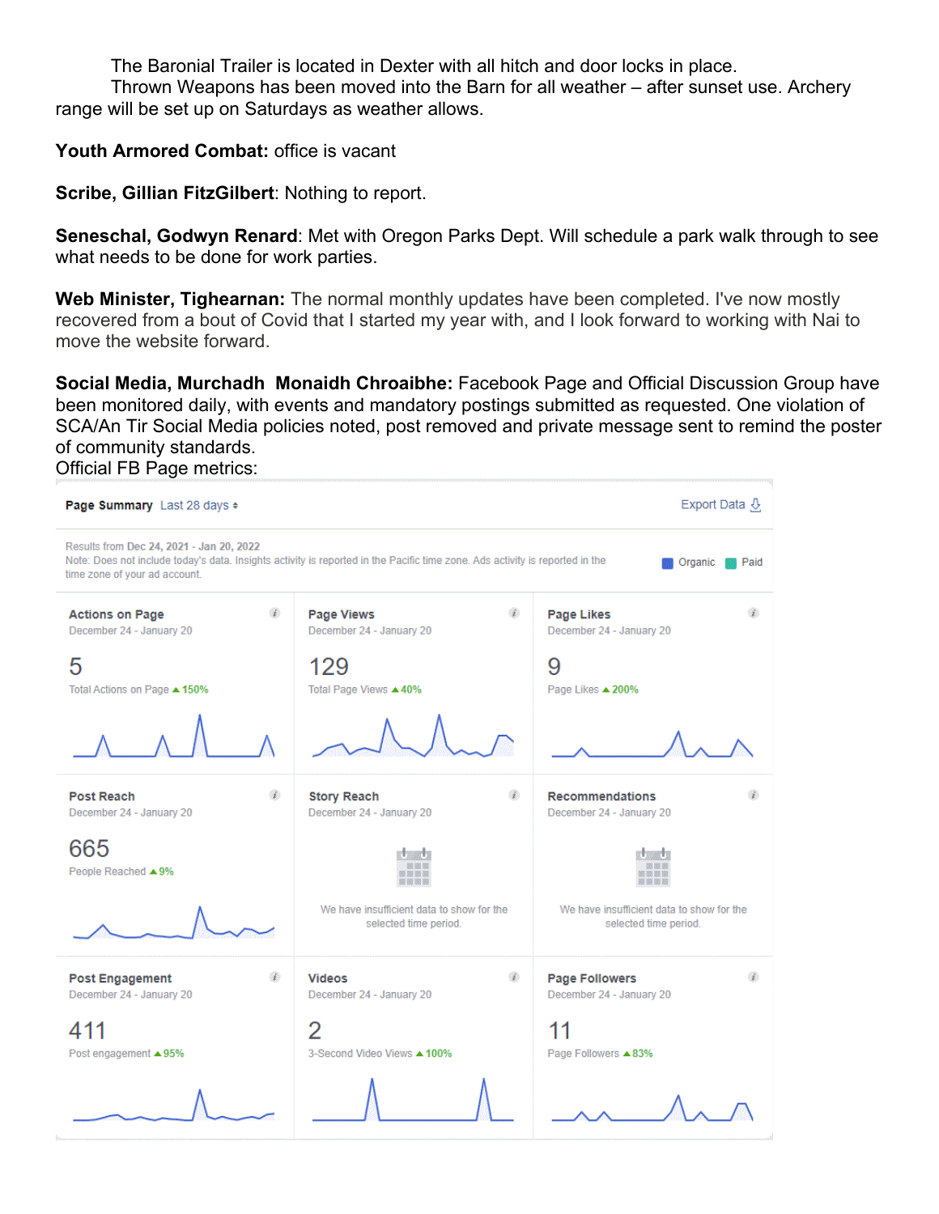The Baronial Trailer is located in Dexter with all hitch and door locks in place.

Thrown Weapons has been moved into the Barn for all weather – after sunset use. Archery range will be set up on Saturdays as weather allows.

**Youth Armored Combat:** office is vacant

**Scribe, Gillian FitzGilbert**: Nothing to report.

**Seneschal, Godwyn Renard**: Met with Oregon Parks Dept. Will schedule a park walk through to see what needs to be done for work parties.

**Web Minister, Tighearnan:** The normal monthly updates have been completed. I've now mostly recovered from a bout of Covid that I started my year with, and I look forward to working with Nai to move the website forward.

**Social Media, Murchadh Monaidh Chroaibhe:** Facebook Page and Official Discussion Group have been monitored daily, with events and mandatory postings submitted as requested. One violation of SCA/An Tir Social Media policies noted, post removed and private message sent to remind the poster of community standards.

Official FB Page metrics:

**Page Summary** Last 28 days — Export Data

Results from Dec 24, 2021 - Jan 20, 2022
Note: Does not include today's data. Insights activity is reported in the Pacific time zone. Ads activity is reported in the time zone of your ad account.

Organic / Paid

| Metric | Period | Value | Detail |
|---|---|---|---|
| Actions on Page | December 24 - January 20 | 5 | Total Actions on Page ▲150% |
| Page Views | December 24 - January 20 | 129 | Total Page Views ▲40% |
| Page Likes | December 24 - January 20 | 9 | Page Likes ▲200% |
| Post Reach | December 24 - January 20 | 665 | People Reached ▲9% |
| Story Reach | December 24 - January 20 | | We have insufficient data to show for the selected time period. |
| Recommendations | December 24 - January 20 | | We have insufficient data to show for the selected time period. |
| Post Engagement | December 24 - January 20 | 411 | Post engagement ▲95% |
| Videos | December 24 - January 20 | 2 | 3-Second Video Views ▲100% |
| Page Followers | December 24 - January 20 | 11 | Page Followers ▲83% |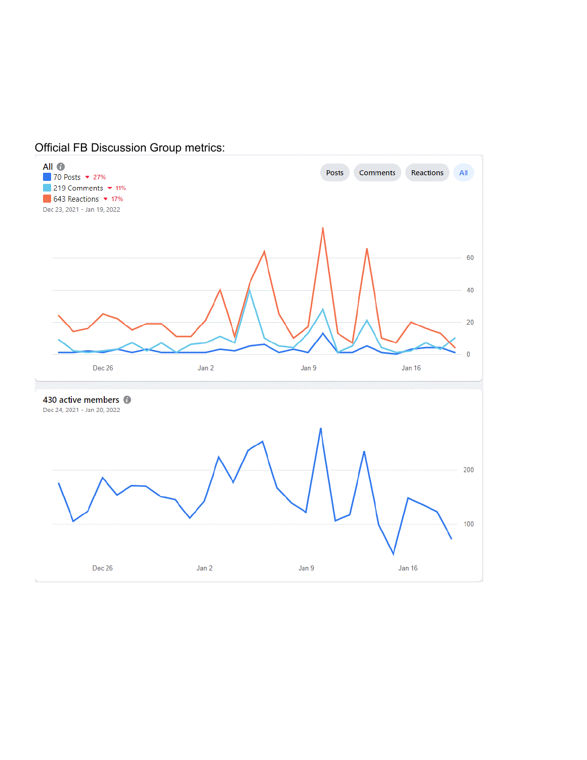Official FB Discussion Group metrics:

All

70 Posts 27%

219 Comments 11%

643 Reactions 17%

Dec 23, 2021 - Jan 19, 2022

Posts Comments Reactions All

60

40

20

0

Dec 26 Jan 2 Jan 9 Jan 16

430 active members

Dec 24, 2021 - Jan 20, 2022

200

100

Dec 26 Jan 2 Jan 9 Jan 16